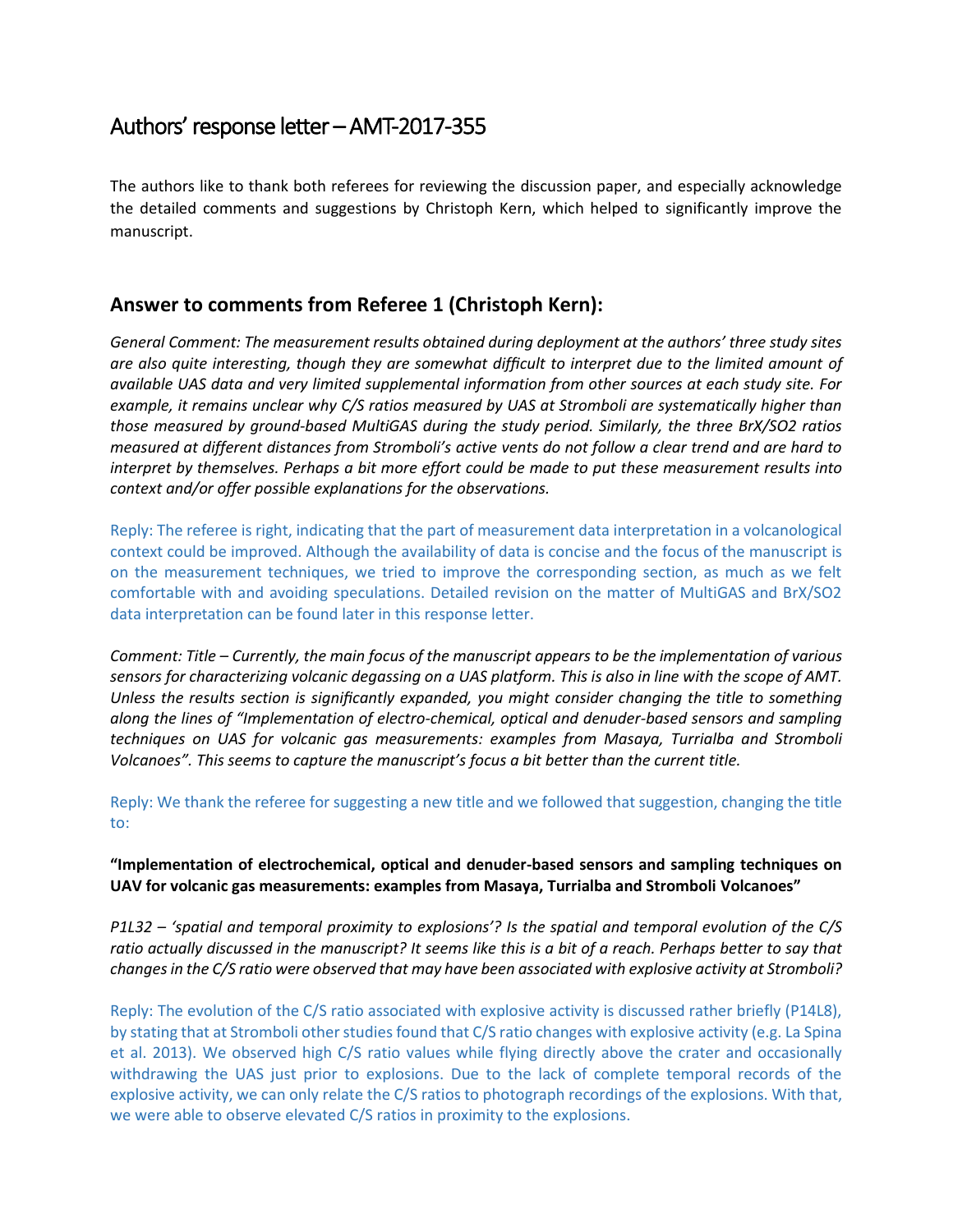# Authors' response letter – AMT-2017-355

The authors like to thank both referees for reviewing the discussion paper, and especially acknowledge the detailed comments and suggestions by Christoph Kern, which helped to significantly improve the manuscript.

## Answer to comments from Referee 1 (Christoph Kern):

*General Comment: The measurement results obtained during deployment at the authors' three study sites are also quite interesting, though they are somewhat difficult to interpret due to the limited amount of available UAS data and very limited supplemental information from other sources at each study site. For example, it remains unclear why C/S ratios measured by UAS at Stromboli are systematically higher than those measured by ground-based MultiGAS during the study period. Similarly, the three BrX/SO2 ratios measured at different distances from Stromboli's active vents do not follow a clear trend and are hard to interpret by themselves. Perhaps a bit more effort could be made to put these measurement results into context and/or offer possible explanations for the observations.*

Reply: The referee is right, indicating that the part of measurement data interpretation in a volcanological context could be improved. Although the availability of data is concise and the focus of the manuscript is on the measurement techniques, we tried to improve the corresponding section, as much as we felt comfortable with and avoiding speculations. Detailed revision on the matter of MultiGAS and BrX/SO2 data interpretation can be found later in this response letter.

*Comment: Title – Currently, the main focus of the manuscript appears to be the implementation of various sensors for characterizing volcanic degassing on a UAS platform. This is also in line with the scope of AMT. Unless the results section is significantly expanded, you might consider changing the title to something along the lines of "Implementation of electro-chemical, optical and denuder-based sensors and sampling techniques on UAS for volcanic gas measurements: examples from Masaya, Turrialba and Stromboli Volcanoes". This seems to capture the manuscript's focus a bit better than the current title.*

Reply: We thank the referee for suggesting a new title and we followed that suggestion, changing the title to:

**"Implementation of electrochemical, optical and denuder-based sensors and sampling techniques on UAV for volcanic gas measurements: examples from Masaya, Turrialba and Stromboli Volcanoes"**

*P1L32 – 'spatial and temporal proximity to explosions'? Is the spatial and temporal evolution of the C/S ratio actually discussed in the manuscript? It seems like this is a bit of a reach. Perhaps better to say that changes in the C/S ratio were observed that may have been associated with explosive activity at Stromboli?*

Reply: The evolution of the C/S ratio associated with explosive activity is discussed rather briefly (P14L8), by stating that at Stromboli other studies found that C/S ratio changes with explosive activity (e.g. La Spina et al. 2013). We observed high C/S ratio values while flying directly above the crater and occasionally withdrawing the UAS just prior to explosions. Due to the lack of complete temporal records of the explosive activity, we can only relate the C/S ratios to photograph recordings of the explosions. With that, we were able to observe elevated C/S ratios in proximity to the explosions.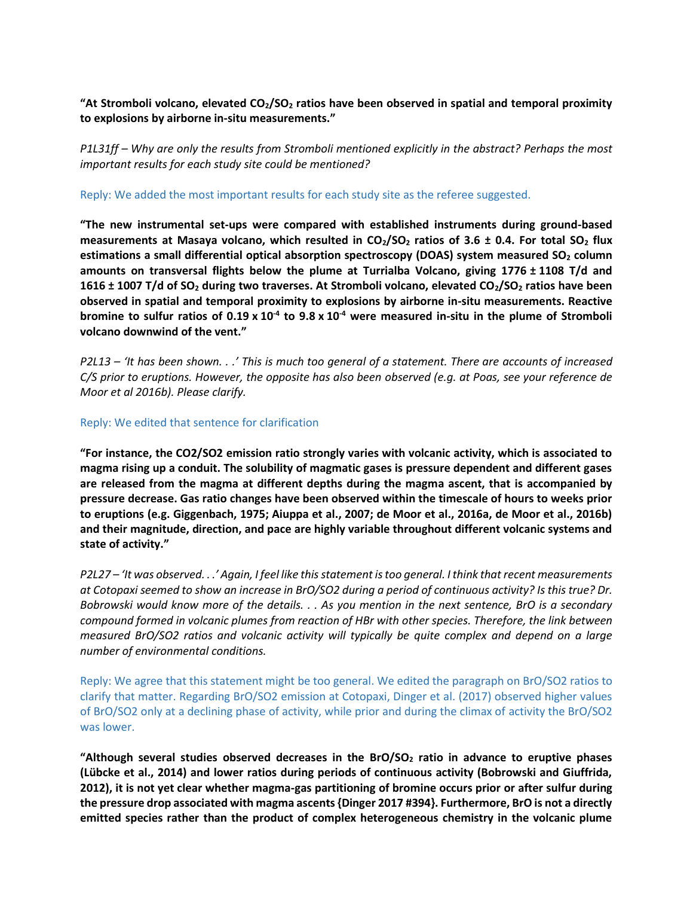**"At Stromboli volcano, elevated $CO_2/SO_2$ ratios have been observed in spatial and temporal proximity to explosions by airborne in-situ measurements."**

*P1L31ff – Why are only the results from Stromboli mentioned explicitly in the abstract? Perhaps the most important results for each study site could be mentioned?*

Reply: We added the most important results for each study site as the referee suggested.

**"The new instrumental set-ups were compared with established instruments during ground-based measurements at Masaya volcano, which resulted in $CO_2/SO_2$ ratios of 3.6 ± 0.4. For total $SO_2$ flux estimations a small differential optical absorption spectroscopy (DOAS) system measured $SO_2$ column amounts on transversal flights below the plume at Turrialba Volcano, giving 1776 ± 1108 T/d and 1616 ± 1007 T/d of $SO_2$ during two traverses. At Stromboli volcano, elevated $CO_2/SO_2$ ratios have been observed in spatial and temporal proximity to explosions by airborne in-situ measurements. Reactive bromine to sulfur ratios of $0.19 \times 10^{-4}$ to $9.8 \times 10^{-4}$ were measured in-situ in the plume of Stromboli volcano downwind of the vent."**

*P2L13 – 'It has been shown. . .' This is much too general of a statement. There are accounts of increased C/S prior to eruptions. However, the opposite has also been observed (e.g. at Poas, see your reference de Moor et al 2016b). Please clarify.*

Reply: We edited that sentence for clarification

**"For instance, the CO2/SO2 emission ratio strongly varies with volcanic activity, which is associated to magma rising up a conduit. The solubility of magmatic gases is pressure dependent and different gases are released from the magma at different depths during the magma ascent, that is accompanied by pressure decrease. Gas ratio changes have been observed within the timescale of hours to weeks prior to eruptions (e.g. Giggenbach, 1975; Aiuppa et al., 2007; de Moor et al., 2016a, de Moor et al., 2016b) and their magnitude, direction, and pace are highly variable throughout different volcanic systems and state of activity."**

*P2L27 – 'It was observed. . .' Again, I feel like this statement is too general. I think that recent measurements at Cotopaxi seemed to show an increase in BrO/SO2 during a period of continuous activity? Is this true? Dr. Bobrowski would know more of the details. . . As you mention in the next sentence, BrO is a secondary compound formed in volcanic plumes from reaction of HBr with other species. Therefore, the link between measured BrO/SO2 ratios and volcanic activity will typically be quite complex and depend on a large number of environmental conditions.*

Reply: We agree that this statement might be too general. We edited the paragraph on BrO/SO2 ratios to clarify that matter. Regarding BrO/SO2 emission at Cotopaxi, Dinger et al. (2017) observed higher values of BrO/SO2 only at a declining phase of activity, while prior and during the climax of activity the BrO/SO2 was lower.

**"Although several studies observed decreases in the $BrO/SO_2$ ratio in advance to eruptive phases (Lübcke et al., 2014) and lower ratios during periods of continuous activity (Bobrowski and Giuffrida, 2012), it is not yet clear whether magma-gas partitioning of bromine occurs prior or after sulfur during the pressure drop associated with magma ascents {Dinger 2017 #394}. Furthermore, BrO is not a directly emitted species rather than the product of complex heterogeneous chemistry in the volcanic plume**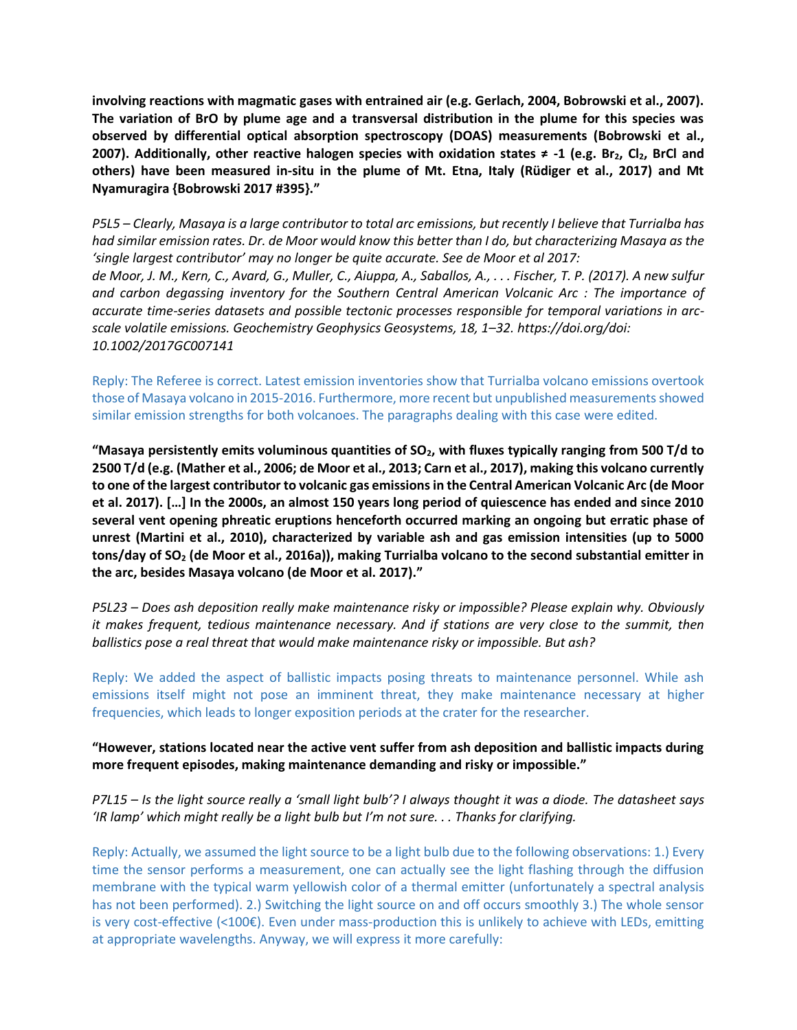**involving reactions with magmatic gases with entrained air (e.g. Gerlach, 2004, Bobrowski et al., 2007). The variation of BrO by plume age and a transversal distribution in the plume for this species was observed by differential optical absorption spectroscopy (DOAS) measurements (Bobrowski et al., 2007). Additionally, other reactive halogen species with oxidation states ≠ -1 (e.g. $Br_2$, $Cl_2$, BrCl and others) have been measured in-situ in the plume of Mt. Etna, Italy (Rüdiger et al., 2017) and Mt Nyamuragira {Bobrowski 2017 #395}."**

*P5L5 – Clearly, Masaya is a large contributor to total arc emissions, but recently I believe that Turrialba has had similar emission rates. Dr. de Moor would know this better than I do, but characterizing Masaya as the 'single largest contributor' may no longer be quite accurate. See de Moor et al 2017:*
*de Moor, J. M., Kern, C., Avard, G., Muller, C., Aiuppa, A., Saballos, A., . . . Fischer, T. P. (2017). A new sulfur and carbon degassing inventory for the Southern Central American Volcanic Arc : The importance of accurate time-series datasets and possible tectonic processes responsible for temporal variations in arc-scale volatile emissions. Geochemistry Geophysics Geosystems, 18, 1–32. https://doi.org/doi: 10.1002/2017GC007141*

Reply: The Referee is correct. Latest emission inventories show that Turrialba volcano emissions overtook those of Masaya volcano in 2015-2016. Furthermore, more recent but unpublished measurements showed similar emission strengths for both volcanoes. The paragraphs dealing with this case were edited.

**"Masaya persistently emits voluminous quantities of $SO_2$, with fluxes typically ranging from 500 T/d to 2500 T/d (e.g. (Mather et al., 2006; de Moor et al., 2013; Carn et al., 2017), making this volcano currently to one of the largest contributor to volcanic gas emissions in the Central American Volcanic Arc (de Moor et al. 2017). […] In the 2000s, an almost 150 years long period of quiescence has ended and since 2010 several vent opening phreatic eruptions henceforth occurred marking an ongoing but erratic phase of unrest (Martini et al., 2010), characterized by variable ash and gas emission intensities (up to 5000 tons/day of $SO_2$ (de Moor et al., 2016a)), making Turrialba volcano to the second substantial emitter in the arc, besides Masaya volcano (de Moor et al. 2017)."**

*P5L23 – Does ash deposition really make maintenance risky or impossible? Please explain why. Obviously it makes frequent, tedious maintenance necessary. And if stations are very close to the summit, then ballistics pose a real threat that would make maintenance risky or impossible. But ash?*

Reply: We added the aspect of ballistic impacts posing threats to maintenance personnel. While ash emissions itself might not pose an imminent threat, they make maintenance necessary at higher frequencies, which leads to longer exposition periods at the crater for the researcher.

**"However, stations located near the active vent suffer from ash deposition and ballistic impacts during more frequent episodes, making maintenance demanding and risky or impossible."**

*P7L15 – Is the light source really a 'small light bulb'? I always thought it was a diode. The datasheet says 'IR lamp' which might really be a light bulb but I'm not sure. . . Thanks for clarifying.*

Reply: Actually, we assumed the light source to be a light bulb due to the following observations: 1.) Every time the sensor performs a measurement, one can actually see the light flashing through the diffusion membrane with the typical warm yellowish color of a thermal emitter (unfortunately a spectral analysis has not been performed). 2.) Switching the light source on and off occurs smoothly 3.) The whole sensor is very cost-effective (<100€). Even under mass-production this is unlikely to achieve with LEDs, emitting at appropriate wavelengths. Anyway, we will express it more carefully: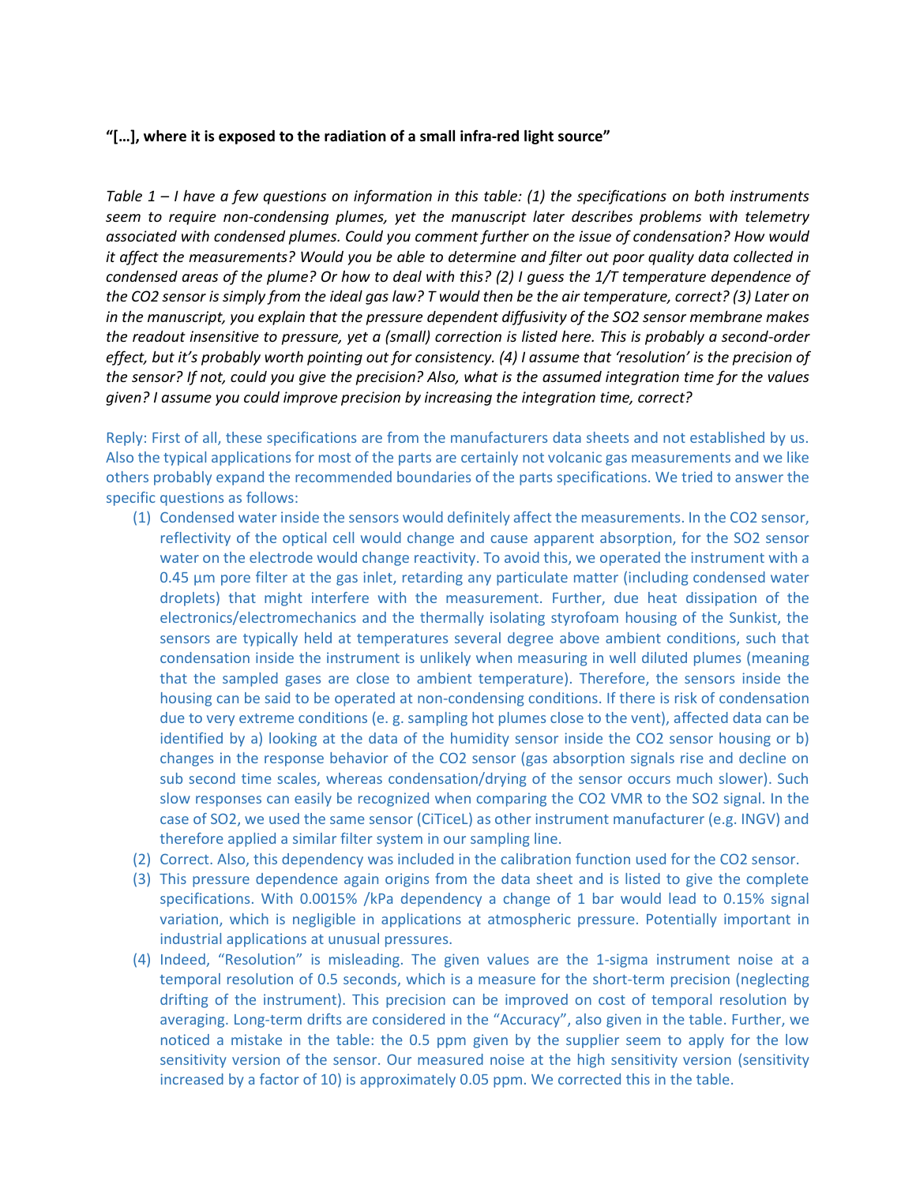**"[…], where it is exposed to the radiation of a small infra-red light source"**

*Table 1 – I have a few questions on information in this table: (1) the specifications on both instruments seem to require non-condensing plumes, yet the manuscript later describes problems with telemetry associated with condensed plumes. Could you comment further on the issue of condensation? How would it affect the measurements? Would you be able to determine and filter out poor quality data collected in condensed areas of the plume? Or how to deal with this? (2) I guess the 1/T temperature dependence of the CO2 sensor is simply from the ideal gas law? T would then be the air temperature, correct? (3) Later on in the manuscript, you explain that the pressure dependent diffusivity of the SO2 sensor membrane makes the readout insensitive to pressure, yet a (small) correction is listed here. This is probably a second-order effect, but it's probably worth pointing out for consistency. (4) I assume that 'resolution' is the precision of the sensor? If not, could you give the precision? Also, what is the assumed integration time for the values given? I assume you could improve precision by increasing the integration time, correct?*

Reply: First of all, these specifications are from the manufacturers data sheets and not established by us. Also the typical applications for most of the parts are certainly not volcanic gas measurements and we like others probably expand the recommended boundaries of the parts specifications. We tried to answer the specific questions as follows:

1. Condensed water inside the sensors would definitely affect the measurements. In the $CO_2$ sensor, reflectivity of the optical cell would change and cause apparent absorption, for the $SO_2$ sensor water on the electrode would change reactivity. To avoid this, we operated the instrument with a 0.45 µm pore filter at the gas inlet, retarding any particulate matter (including condensed water droplets) that might interfere with the measurement. Further, due heat dissipation of the electronics/electromechanics and the thermally isolating styrofoam housing of the Sunkist, the sensors are typically held at temperatures several degree above ambient conditions, such that condensation inside the instrument is unlikely when measuring in well diluted plumes (meaning that the sampled gases are close to ambient temperature). Therefore, the sensors inside the housing can be said to be operated at non-condensing conditions. If there is risk of condensation due to very extreme conditions (e. g. sampling hot plumes close to the vent), affected data can be identified by a) looking at the data of the humidity sensor inside the $CO_2$ sensor housing or b) changes in the response behavior of the $CO_2$ sensor (gas absorption signals rise and decline on sub second time scales, whereas condensation/drying of the sensor occurs much slower). Such slow responses can easily be recognized when comparing the $CO_2$ VMR to the $SO_2$ signal. In the case of $SO_2$, we used the same sensor (CiTiceL) as other instrument manufacturer (e.g. INGV) and therefore applied a similar filter system in our sampling line.
2. Correct. Also, this dependency was included in the calibration function used for the $CO_2$ sensor.
3. This pressure dependence again origins from the data sheet and is listed to give the complete specifications. With 0.0015% /kPa dependency a change of 1 bar would lead to 0.15% signal variation, which is negligible in applications at atmospheric pressure. Potentially important in industrial applications at unusual pressures.
4. Indeed, "Resolution" is misleading. The given values are the 1-sigma instrument noise at a temporal resolution of 0.5 seconds, which is a measure for the short-term precision (neglecting drifting of the instrument). This precision can be improved on cost of temporal resolution by averaging. Long-term drifts are considered in the "Accuracy", also given in the table. Further, we noticed a mistake in the table: the 0.5 ppm given by the supplier seem to apply for the low sensitivity version of the sensor. Our measured noise at the high sensitivity version (sensitivity increased by a factor of 10) is approximately 0.05 ppm. We corrected this in the table.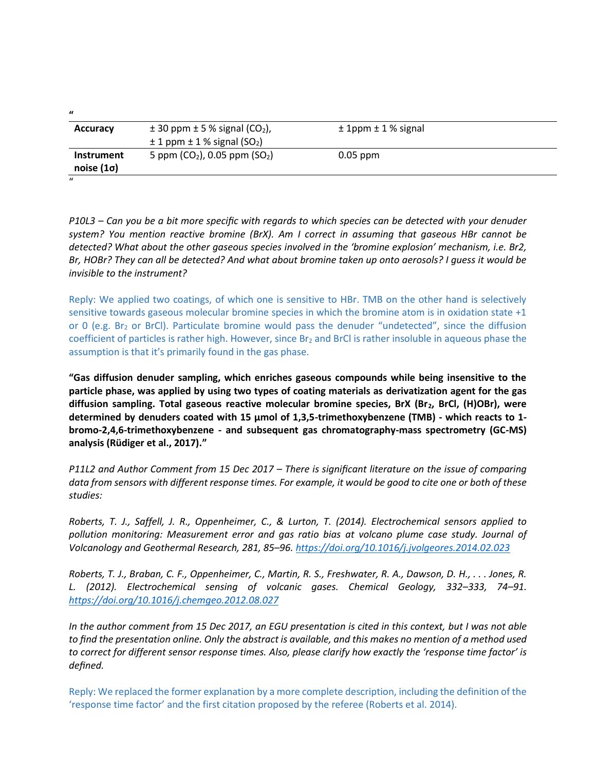"

| Accuracy | ± 30 ppm ± 5 % signal ($CO_2$), ± 1 ppm ± 1 % signal ($SO_2$) | ± 1ppm ± 1 % signal |
|---|---|---|
| Instrument noise (1σ) | 5 ppm ($CO_2$), 0.05 ppm ($SO_2$) | 0.05 ppm |

"

*P10L3 – Can you be a bit more specific with regards to which species can be detected with your denuder system? You mention reactive bromine (BrX). Am I correct in assuming that gaseous HBr cannot be detected? What about the other gaseous species involved in the 'bromine explosion' mechanism, i.e. Br2, Br, HOBr? They can all be detected? And what about bromine taken up onto aerosols? I guess it would be invisible to the instrument?*

Reply: We applied two coatings, of which one is sensitive to HBr. TMB on the other hand is selectively sensitive towards gaseous molecular bromine species in which the bromine atom is in oxidation state +1 or 0 (e.g. $Br_2$ or BrCl). Particulate bromine would pass the denuder "undetected", since the diffusion coefficient of particles is rather high. However, since $Br_2$ and BrCl is rather insoluble in aqueous phase the assumption is that it's primarily found in the gas phase.

**"Gas diffusion denuder sampling, which enriches gaseous compounds while being insensitive to the particle phase, was applied by using two types of coating materials as derivatization agent for the gas diffusion sampling. Total gaseous reactive molecular bromine species, BrX ($Br_2$, BrCl, (H)OBr), were determined by denuders coated with 15 µmol of 1,3,5-trimethoxybenzene (TMB) - which reacts to 1-bromo-2,4,6-trimethoxybenzene - and subsequent gas chromatography-mass spectrometry (GC-MS) analysis (Rüdiger et al., 2017)."**

*P11L2 and Author Comment from 15 Dec 2017 – There is significant literature on the issue of comparing data from sensors with different response times. For example, it would be good to cite one or both of these studies:*

*Roberts, T. J., Saffell, J. R., Oppenheimer, C., & Lurton, T. (2014). Electrochemical sensors applied to pollution monitoring: Measurement error and gas ratio bias at volcano plume case study. Journal of Volcanology and Geothermal Research, 281, 85–96. https://doi.org/10.1016/j.jvolgeores.2014.02.023*

*Roberts, T. J., Braban, C. F., Oppenheimer, C., Martin, R. S., Freshwater, R. A., Dawson, D. H., . . . Jones, R. L. (2012). Electrochemical sensing of volcanic gases. Chemical Geology, 332–333, 74–91. https://doi.org/10.1016/j.chemgeo.2012.08.027*

*In the author comment from 15 Dec 2017, an EGU presentation is cited in this context, but I was not able to find the presentation online. Only the abstract is available, and this makes no mention of a method used to correct for different sensor response times. Also, please clarify how exactly the 'response time factor' is defined.*

Reply: We replaced the former explanation by a more complete description, including the definition of the 'response time factor' and the first citation proposed by the referee (Roberts et al. 2014).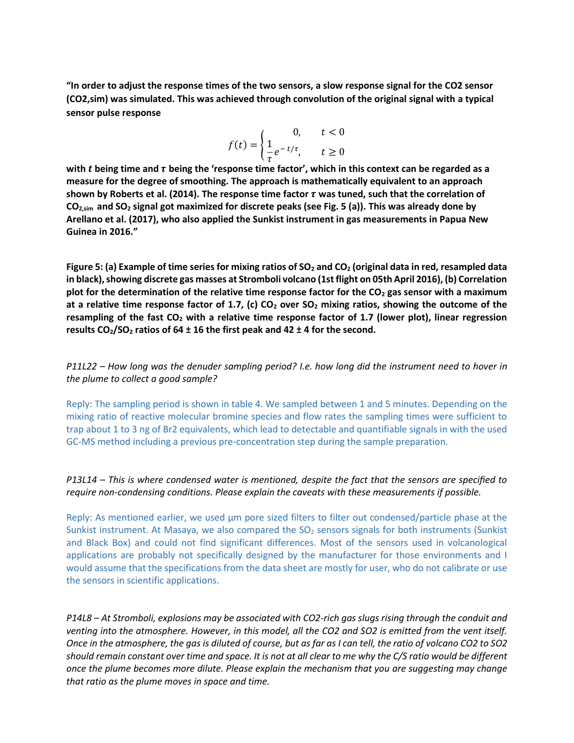**“In order to adjust the response times of the two sensors, a slow response signal for the CO2 sensor (CO2,sim) was simulated. This was achieved through convolution of the original signal with a typical sensor pulse response**

$$f(t) = \begin{cases} 0, & t < 0 \\ \frac{1}{\tau} e^{-t/\tau}, & t \geq 0 \end{cases}$$

**with $t$ being time and $\tau$ being the ‘response time factor’, which in this context can be regarded as a measure for the degree of smoothing. The approach is mathematically equivalent to an approach shown by Roberts et al. (2014). The response time factor $\tau$ was tuned, such that the correlation of $CO_{2,sim}$ and $SO_2$ signal got maximized for discrete peaks (see Fig. 5 (a)). This was already done by Arellano et al. (2017), who also applied the Sunkist instrument in gas measurements in Papua New Guinea in 2016.”**

**Figure 5: (a) Example of time series for mixing ratios of $SO_2$ and $CO_2$ (original data in red, resampled data in black), showing discrete gas masses at Stromboli volcano (1st flight on 05th April 2016), (b) Correlation plot for the determination of the relative time response factor for the $CO_2$ gas sensor with a maximum at a relative time response factor of 1.7, (c) $CO_2$ over $SO_2$ mixing ratios, showing the outcome of the resampling of the fast $CO_2$ with a relative time response factor of 1.7 (lower plot), linear regression results $CO_2/SO_2$ ratios of 64 ± 16 the first peak and 42 ± 4 for the second.**

*P11L22 – How long was the denuder sampling period? I.e. how long did the instrument need to hover in the plume to collect a good sample?*

Reply: The sampling period is shown in table 4. We sampled between 1 and 5 minutes. Depending on the mixing ratio of reactive molecular bromine species and flow rates the sampling times were sufficient to trap about 1 to 3 ng of Br2 equivalents, which lead to detectable and quantifiable signals in with the used GC-MS method including a previous pre-concentration step during the sample preparation.

*P13L14 – This is where condensed water is mentioned, despite the fact that the sensors are specified to require non-condensing conditions. Please explain the caveats with these measurements if possible.*

Reply: As mentioned earlier, we used µm pore sized filters to filter out condensed/particle phase at the Sunkist instrument. At Masaya, we also compared the $SO_2$ sensors signals for both instruments (Sunkist and Black Box) and could not find significant differences. Most of the sensors used in volcanological applications are probably not specifically designed by the manufacturer for those environments and I would assume that the specifications from the data sheet are mostly for user, who do not calibrate or use the sensors in scientific applications.

*P14L8 – At Stromboli, explosions may be associated with CO2-rich gas slugs rising through the conduit and venting into the atmosphere. However, in this model, all the CO2 and SO2 is emitted from the vent itself. Once in the atmosphere, the gas is diluted of course, but as far as I can tell, the ratio of volcano CO2 to SO2 should remain constant over time and space. It is not at all clear to me why the C/S ratio would be different once the plume becomes more dilute. Please explain the mechanism that you are suggesting may change that ratio as the plume moves in space and time.*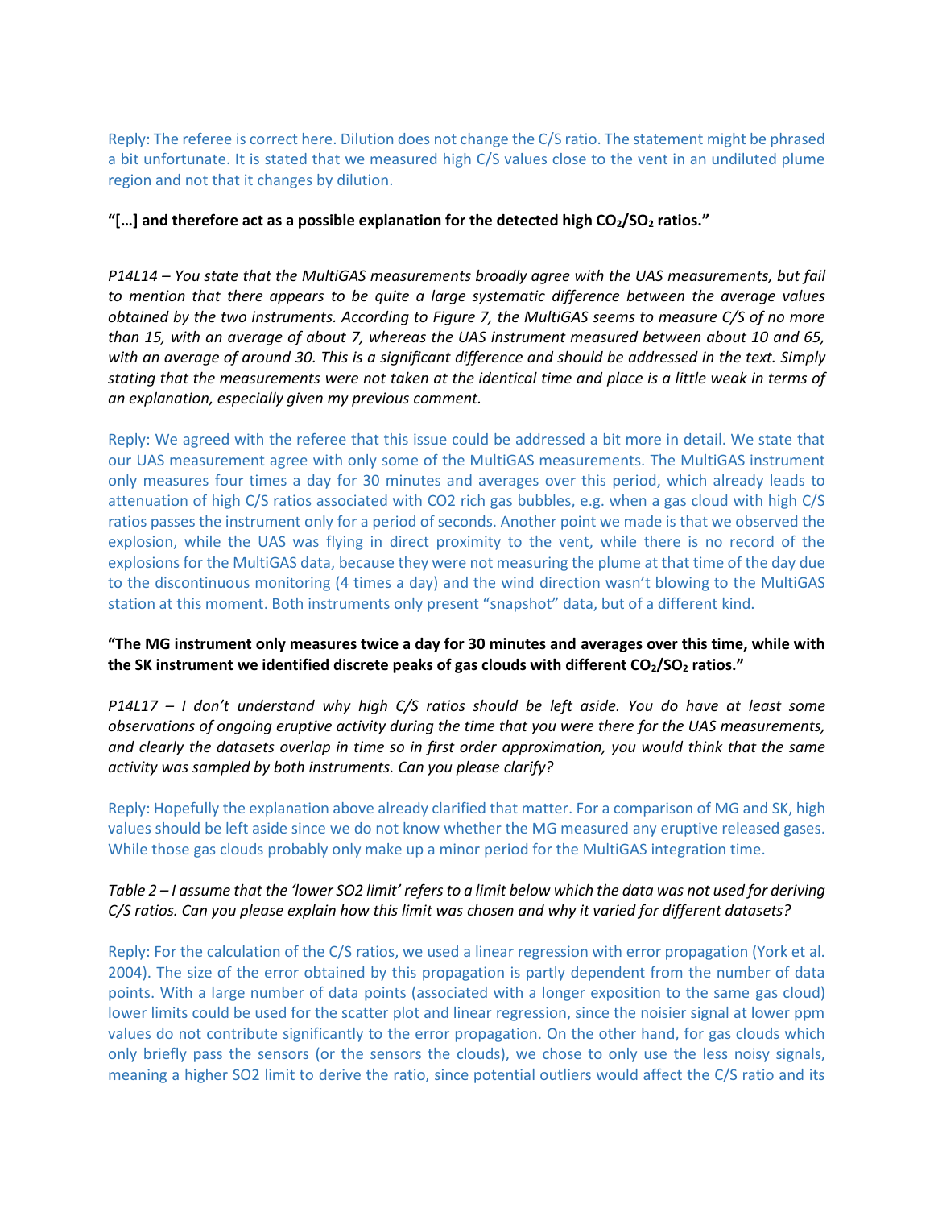Reply: The referee is correct here. Dilution does not change the C/S ratio. The statement might be phrased a bit unfortunate. It is stated that we measured high C/S values close to the vent in an undiluted plume region and not that it changes by dilution.

**"[…] and therefore act as a possible explanation for the detected high $CO_2$/$SO_2$ ratios."**

*P14L14 – You state that the MultiGAS measurements broadly agree with the UAS measurements, but fail to mention that there appears to be quite a large systematic difference between the average values obtained by the two instruments. According to Figure 7, the MultiGAS seems to measure C/S of no more than 15, with an average of about 7, whereas the UAS instrument measured between about 10 and 65, with an average of around 30. This is a significant difference and should be addressed in the text. Simply stating that the measurements were not taken at the identical time and place is a little weak in terms of an explanation, especially given my previous comment.*

Reply: We agreed with the referee that this issue could be addressed a bit more in detail. We state that our UAS measurement agree with only some of the MultiGAS measurements. The MultiGAS instrument only measures four times a day for 30 minutes and averages over this period, which already leads to attenuation of high C/S ratios associated with CO2 rich gas bubbles, e.g. when a gas cloud with high C/S ratios passes the instrument only for a period of seconds. Another point we made is that we observed the explosion, while the UAS was flying in direct proximity to the vent, while there is no record of the explosions for the MultiGAS data, because they were not measuring the plume at that time of the day due to the discontinuous monitoring (4 times a day) and the wind direction wasn't blowing to the MultiGAS station at this moment. Both instruments only present "snapshot" data, but of a different kind.

**"The MG instrument only measures twice a day for 30 minutes and averages over this time, while with the SK instrument we identified discrete peaks of gas clouds with different $CO_2$/$SO_2$ ratios."**

*P14L17 – I don't understand why high C/S ratios should be left aside. You do have at least some observations of ongoing eruptive activity during the time that you were there for the UAS measurements, and clearly the datasets overlap in time so in first order approximation, you would think that the same activity was sampled by both instruments. Can you please clarify?*

Reply: Hopefully the explanation above already clarified that matter. For a comparison of MG and SK, high values should be left aside since we do not know whether the MG measured any eruptive released gases. While those gas clouds probably only make up a minor period for the MultiGAS integration time.

*Table 2 – I assume that the 'lower SO2 limit' refers to a limit below which the data was not used for deriving C/S ratios. Can you please explain how this limit was chosen and why it varied for different datasets?*

Reply: For the calculation of the C/S ratios, we used a linear regression with error propagation (York et al. 2004). The size of the error obtained by this propagation is partly dependent from the number of data points. With a large number of data points (associated with a longer exposition to the same gas cloud) lower limits could be used for the scatter plot and linear regression, since the noisier signal at lower ppm values do not contribute significantly to the error propagation. On the other hand, for gas clouds which only briefly pass the sensors (or the sensors the clouds), we chose to only use the less noisy signals, meaning a higher SO2 limit to derive the ratio, since potential outliers would affect the C/S ratio and its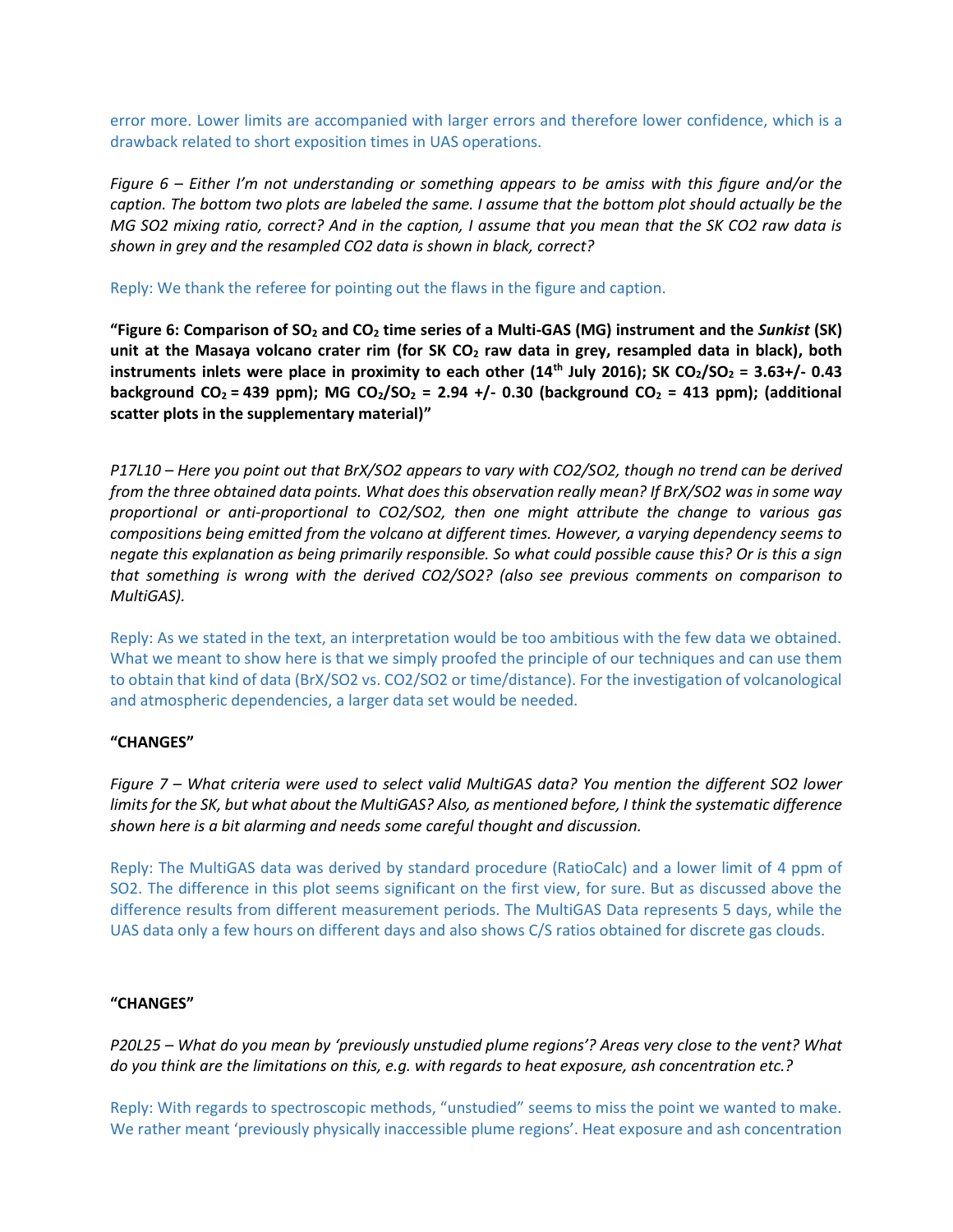error more. Lower limits are accompanied with larger errors and therefore lower confidence, which is a drawback related to short exposition times in UAS operations.

*Figure 6 – Either I'm not understanding or something appears to be amiss with this figure and/or the caption. The bottom two plots are labeled the same. I assume that the bottom plot should actually be the MG SO2 mixing ratio, correct? And in the caption, I assume that you mean that the SK CO2 raw data is shown in grey and the resampled CO2 data is shown in black, correct?*

Reply: We thank the referee for pointing out the flaws in the figure and caption.

**"Figure 6: Comparison of $SO_2$ and $CO_2$ time series of a Multi-GAS (MG) instrument and the *Sunkist* (SK) unit at the Masaya volcano crater rim (for SK $CO_2$ raw data in grey, resampled data in black), both instruments inlets were place in proximity to each other (14th July 2016); SK $CO_2/SO_2$ = 3.63+/- 0.43 background $CO_2$ = 439 ppm); MG $CO_2/SO_2$ = 2.94 +/- 0.30 (background $CO_2$ = 413 ppm); (additional scatter plots in the supplementary material)"**

*P17L10 – Here you point out that BrX/SO2 appears to vary with CO2/SO2, though no trend can be derived from the three obtained data points. What does this observation really mean? If BrX/SO2 was in some way proportional or anti-proportional to CO2/SO2, then one might attribute the change to various gas compositions being emitted from the volcano at different times. However, a varying dependency seems to negate this explanation as being primarily responsible. So what could possible cause this? Or is this a sign that something is wrong with the derived CO2/SO2? (also see previous comments on comparison to MultiGAS).*

Reply: As we stated in the text, an interpretation would be too ambitious with the few data we obtained. What we meant to show here is that we simply proofed the principle of our techniques and can use them to obtain that kind of data (BrX/SO2 vs. CO2/SO2 or time/distance). For the investigation of volcanological and atmospheric dependencies, a larger data set would be needed.

**"CHANGES"**

*Figure 7 – What criteria were used to select valid MultiGAS data? You mention the different SO2 lower limits for the SK, but what about the MultiGAS? Also, as mentioned before, I think the systematic difference shown here is a bit alarming and needs some careful thought and discussion.*

Reply: The MultiGAS data was derived by standard procedure (RatioCalc) and a lower limit of 4 ppm of SO2. The difference in this plot seems significant on the first view, for sure. But as discussed above the difference results from different measurement periods. The MultiGAS Data represents 5 days, while the UAS data only a few hours on different days and also shows C/S ratios obtained for discrete gas clouds.

**"CHANGES"**

*P20L25 – What do you mean by 'previously unstudied plume regions'? Areas very close to the vent? What do you think are the limitations on this, e.g. with regards to heat exposure, ash concentration etc.?*

Reply: With regards to spectroscopic methods, "unstudied" seems to miss the point we wanted to make. We rather meant 'previously physically inaccessible plume regions'. Heat exposure and ash concentration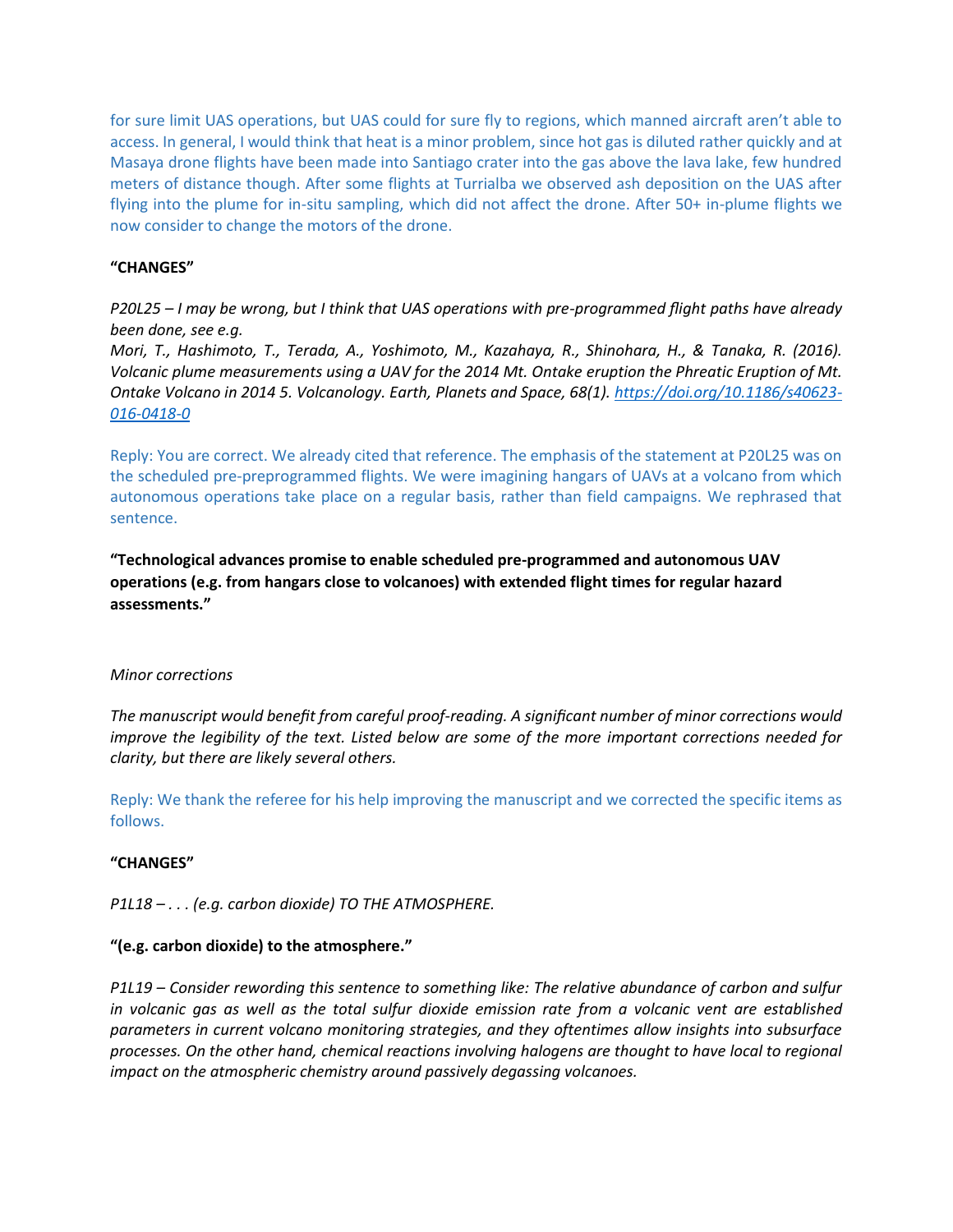for sure limit UAS operations, but UAS could for sure fly to regions, which manned aircraft aren't able to access. In general, I would think that heat is a minor problem, since hot gas is diluted rather quickly and at Masaya drone flights have been made into Santiago crater into the gas above the lava lake, few hundred meters of distance though. After some flights at Turrialba we observed ash deposition on the UAS after flying into the plume for in-situ sampling, which did not affect the drone. After 50+ in-plume flights we now consider to change the motors of the drone.

**"CHANGES"**

*P20L25 – I may be wrong, but I think that UAS operations with pre-programmed flight paths have already been done, see e.g.*
*Mori, T., Hashimoto, T., Terada, A., Yoshimoto, M., Kazahaya, R., Shinohara, H., & Tanaka, R. (2016). Volcanic plume measurements using a UAV for the 2014 Mt. Ontake eruption the Phreatic Eruption of Mt. Ontake Volcano in 2014 5. Volcanology. Earth, Planets and Space, 68(1). https://doi.org/10.1186/s40623-016-0418-0*

Reply: You are correct. We already cited that reference. The emphasis of the statement at P20L25 was on the scheduled pre-preprogrammed flights. We were imagining hangars of UAVs at a volcano from which autonomous operations take place on a regular basis, rather than field campaigns. We rephrased that sentence.

**"Technological advances promise to enable scheduled pre-programmed and autonomous UAV operations (e.g. from hangars close to volcanoes) with extended flight times for regular hazard assessments."**

*Minor corrections*

*The manuscript would benefit from careful proof-reading. A significant number of minor corrections would improve the legibility of the text. Listed below are some of the more important corrections needed for clarity, but there are likely several others.*

Reply: We thank the referee for his help improving the manuscript and we corrected the specific items as follows.

**"CHANGES"**

*P1L18 – . . . (e.g. carbon dioxide) TO THE ATMOSPHERE.*

**"(e.g. carbon dioxide) to the atmosphere."**

*P1L19 – Consider rewording this sentence to something like: The relative abundance of carbon and sulfur in volcanic gas as well as the total sulfur dioxide emission rate from a volcanic vent are established parameters in current volcano monitoring strategies, and they oftentimes allow insights into subsurface processes. On the other hand, chemical reactions involving halogens are thought to have local to regional impact on the atmospheric chemistry around passively degassing volcanoes.*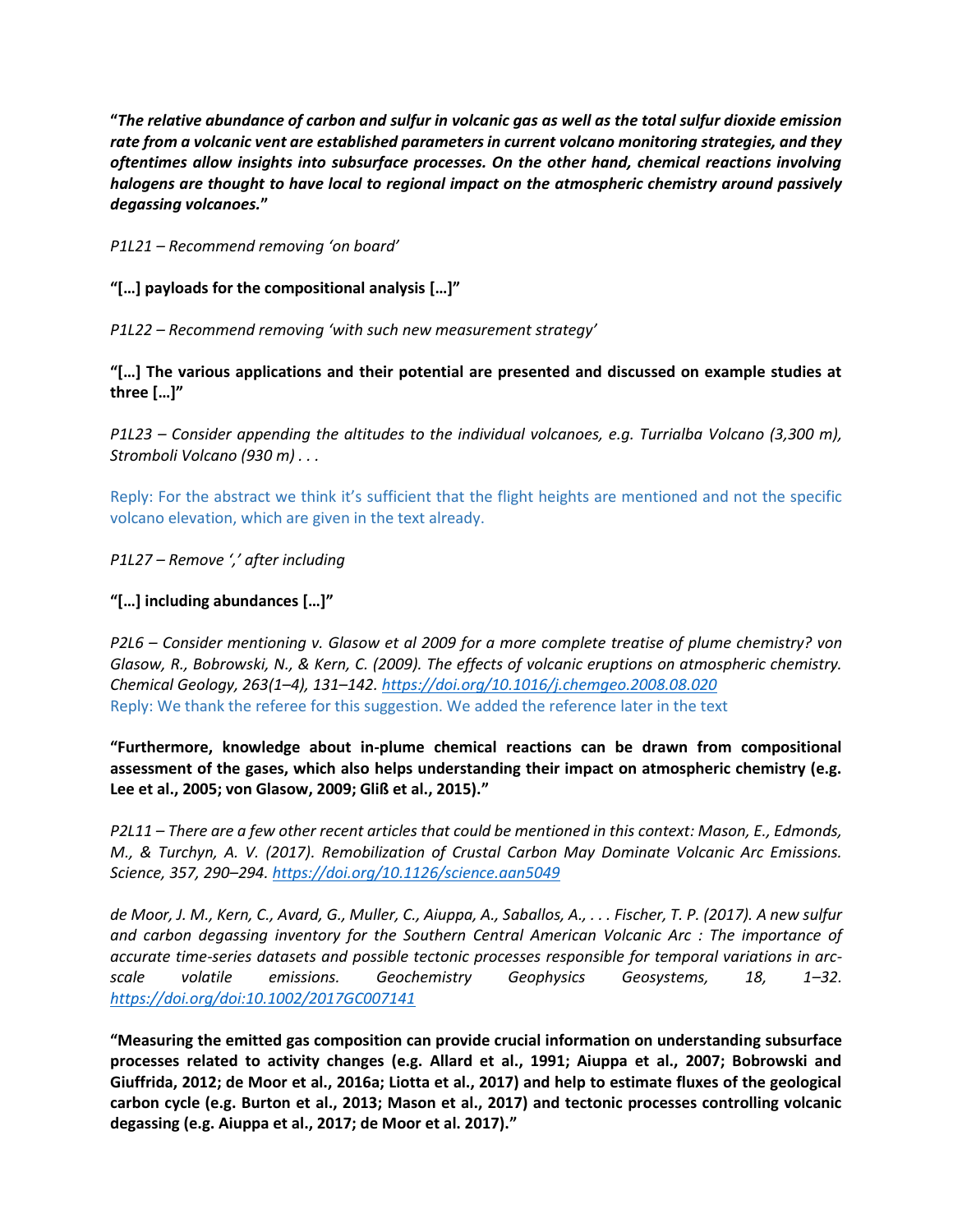**"*The relative abundance of carbon and sulfur in volcanic gas as well as the total sulfur dioxide emission rate from a volcanic vent are established parameters in current volcano monitoring strategies, and they oftentimes allow insights into subsurface processes. On the other hand, chemical reactions involving halogens are thought to have local to regional impact on the atmospheric chemistry around passively degassing volcanoes.*"**

*P1L21 – Recommend removing 'on board'*

**"[…] payloads for the compositional analysis […]"**

*P1L22 – Recommend removing 'with such new measurement strategy'*

**"[…] The various applications and their potential are presented and discussed on example studies at three […]"**

*P1L23 – Consider appending the altitudes to the individual volcanoes, e.g. Turrialba Volcano (3,300 m), Stromboli Volcano (930 m) . . .*

Reply: For the abstract we think it's sufficient that the flight heights are mentioned and not the specific volcano elevation, which are given in the text already.

*P1L27 – Remove ',' after including*

**"[…] including abundances […]"**

*P2L6 – Consider mentioning v. Glasow et al 2009 for a more complete treatise of plume chemistry? von Glasow, R., Bobrowski, N., & Kern, C. (2009). The effects of volcanic eruptions on atmospheric chemistry. Chemical Geology, 263(1–4), 131–142. https://doi.org/10.1016/j.chemgeo.2008.08.020*
Reply: We thank the referee for this suggestion. We added the reference later in the text

**"Furthermore, knowledge about in-plume chemical reactions can be drawn from compositional assessment of the gases, which also helps understanding their impact on atmospheric chemistry (e.g. Lee et al., 2005; von Glasow, 2009; Gliß et al., 2015)."**

*P2L11 – There are a few other recent articles that could be mentioned in this context: Mason, E., Edmonds, M., & Turchyn, A. V. (2017). Remobilization of Crustal Carbon May Dominate Volcanic Arc Emissions. Science, 357, 290–294. https://doi.org/10.1126/science.aan5049*

*de Moor, J. M., Kern, C., Avard, G., Muller, C., Aiuppa, A., Saballos, A., . . . Fischer, T. P. (2017). A new sulfur and carbon degassing inventory for the Southern Central American Volcanic Arc : The importance of accurate time-series datasets and possible tectonic processes responsible for temporal variations in arc-scale volatile emissions. Geochemistry Geophysics Geosystems, 18, 1–32. https://doi.org/doi:10.1002/2017GC007141*

**"Measuring the emitted gas composition can provide crucial information on understanding subsurface processes related to activity changes (e.g. Allard et al., 1991; Aiuppa et al., 2007; Bobrowski and Giuffrida, 2012; de Moor et al., 2016a; Liotta et al., 2017) and help to estimate fluxes of the geological carbon cycle (e.g. Burton et al., 2013; Mason et al., 2017) and tectonic processes controlling volcanic degassing (e.g. Aiuppa et al., 2017; de Moor et al. 2017)."**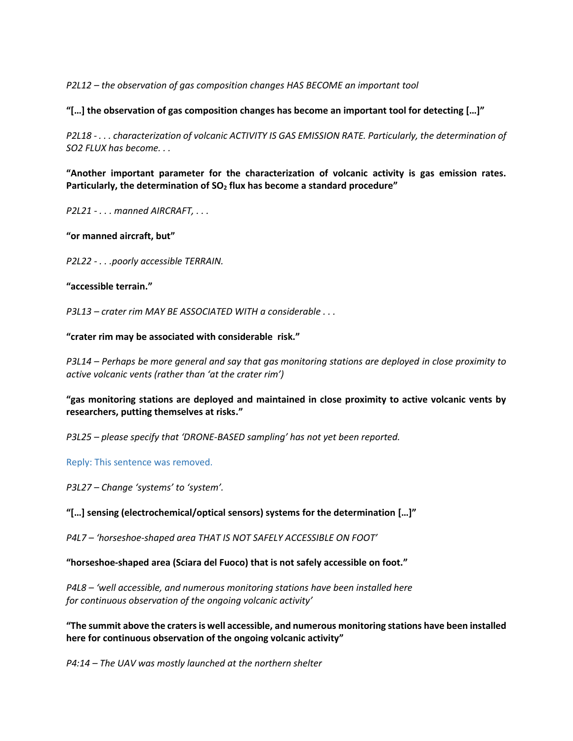*P2L12 – the observation of gas composition changes HAS BECOME an important tool*

**"[…] the observation of gas composition changes has become an important tool for detecting […]"**

*P2L18 - . . . characterization of volcanic ACTIVITY IS GAS EMISSION RATE. Particularly, the determination of SO2 FLUX has become. . .*

**"Another important parameter for the characterization of volcanic activity is gas emission rates. Particularly, the determination of $SO_2$ flux has become a standard procedure"**

*P2L21 - . . . manned AIRCRAFT, . . .*

**"or manned aircraft, but"**

*P2L22 - . . .poorly accessible TERRAIN.*

**"accessible terrain."**

*P3L13 – crater rim MAY BE ASSOCIATED WITH a considerable . . .*

**"crater rim may be associated with considerable risk."**

*P3L14 – Perhaps be more general and say that gas monitoring stations are deployed in close proximity to active volcanic vents (rather than 'at the crater rim')*

**"gas monitoring stations are deployed and maintained in close proximity to active volcanic vents by researchers, putting themselves at risks."**

*P3L25 – please specify that 'DRONE-BASED sampling' has not yet been reported.*

Reply: This sentence was removed.

*P3L27 – Change 'systems' to 'system'.*

**"[…] sensing (electrochemical/optical sensors) systems for the determination […]"**

*P4L7 – 'horseshoe-shaped area THAT IS NOT SAFELY ACCESSIBLE ON FOOT'*

**"horseshoe-shaped area (Sciara del Fuoco) that is not safely accessible on foot."**

*P4L8 – 'well accessible, and numerous monitoring stations have been installed here for continuous observation of the ongoing volcanic activity'*

**"The summit above the craters is well accessible, and numerous monitoring stations have been installed here for continuous observation of the ongoing volcanic activity"**

*P4:14 – The UAV was mostly launched at the northern shelter*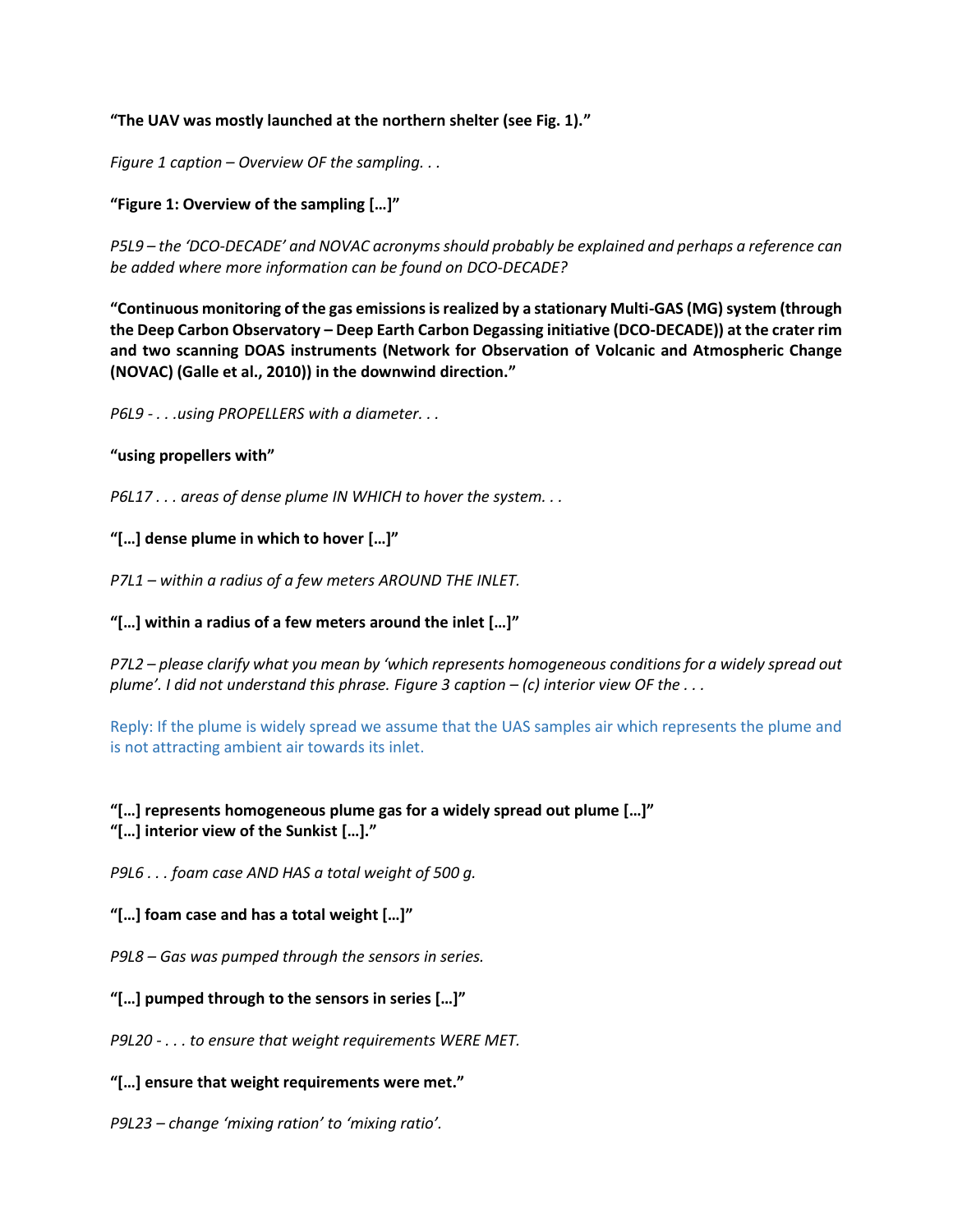**“The UAV was mostly launched at the northern shelter (see Fig. 1).”**

*Figure 1 caption – Overview OF the sampling. . .*

**“Figure 1: Overview of the sampling […]”**

*P5L9 – the ‘DCO-DECADE’ and NOVAC acronyms should probably be explained and perhaps a reference can be added where more information can be found on DCO-DECADE?*

**“Continuous monitoring of the gas emissions is realized by a stationary Multi-GAS (MG) system (through the Deep Carbon Observatory – Deep Earth Carbon Degassing initiative (DCO-DECADE)) at the crater rim and two scanning DOAS instruments (Network for Observation of Volcanic and Atmospheric Change (NOVAC) (Galle et al., 2010)) in the downwind direction.”**

*P6L9 - . . .using PROPELLERS with a diameter. . .*

**“using propellers with”**

*P6L17 . . . areas of dense plume IN WHICH to hover the system. . .*

**“[…] dense plume in which to hover […]”**

*P7L1 – within a radius of a few meters AROUND THE INLET.*

**“[…] within a radius of a few meters around the inlet […]”**

*P7L2 – please clarify what you mean by ‘which represents homogeneous conditions for a widely spread out plume’. I did not understand this phrase. Figure 3 caption – (c) interior view OF the . . .*

Reply: If the plume is widely spread we assume that the UAS samples air which represents the plume and is not attracting ambient air towards its inlet.

**“[…] represents homogeneous plume gas for a widely spread out plume […]”**
**“[…] interior view of the Sunkist […].”**

*P9L6 . . . foam case AND HAS a total weight of 500 g.*

**“[…] foam case and has a total weight […]”**

*P9L8 – Gas was pumped through the sensors in series.*

**“[…] pumped through to the sensors in series […]”**

*P9L20 - . . . to ensure that weight requirements WERE MET.*

**“[…] ensure that weight requirements were met.”**

*P9L23 – change ‘mixing ration’ to ‘mixing ratio’.*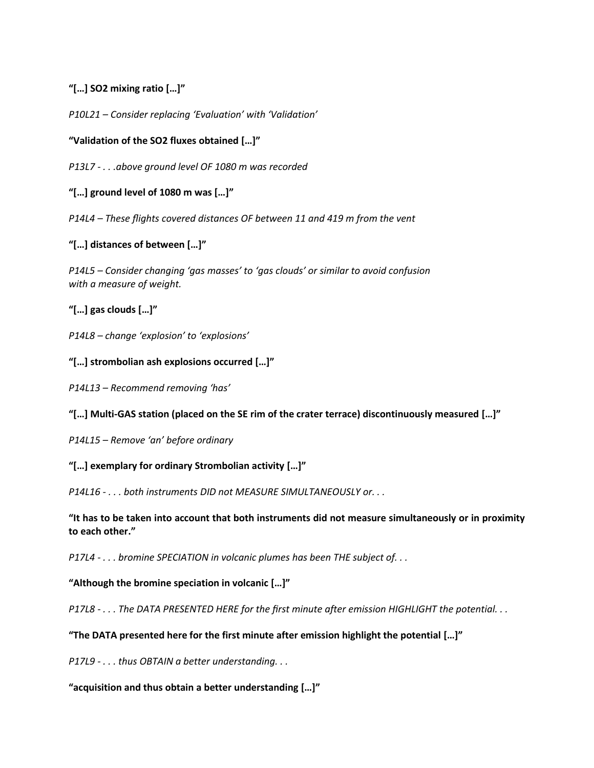**"[…] $SO_2$ mixing ratio […]"**

*P10L21 – Consider replacing 'Evaluation' with 'Validation'*

**"Validation of the $SO_2$ fluxes obtained […]"**

*P13L7 - . . .above ground level OF 1080 m was recorded*

**"[…] ground level of 1080 m was […]"**

*P14L4 – These flights covered distances OF between 11 and 419 m from the vent*

**"[…] distances of between […]"**

*P14L5 – Consider changing 'gas masses' to 'gas clouds' or similar to avoid confusion with a measure of weight.*

**"[…] gas clouds […]"**

*P14L8 – change 'explosion' to 'explosions'*

**"[…] strombolian ash explosions occurred […]"**

*P14L13 – Recommend removing 'has'*

**"[…] Multi-GAS station (placed on the SE rim of the crater terrace) discontinuously measured […]"**

*P14L15 – Remove 'an' before ordinary*

**"[…] exemplary for ordinary Strombolian activity […]"**

*P14L16 - . . . both instruments DID not MEASURE SIMULTANEOUSLY or. . .*

**"It has to be taken into account that both instruments did not measure simultaneously or in proximity to each other."**

*P17L4 - . . . bromine SPECIATION in volcanic plumes has been THE subject of. . .*

**"Although the bromine speciation in volcanic […]"**

*P17L8 - . . . The DATA PRESENTED HERE for the first minute after emission HIGHLIGHT the potential. . .*

**"The DATA presented here for the first minute after emission highlight the potential […]"**

*P17L9 - . . . thus OBTAIN a better understanding. . .*

**"acquisition and thus obtain a better understanding […]"**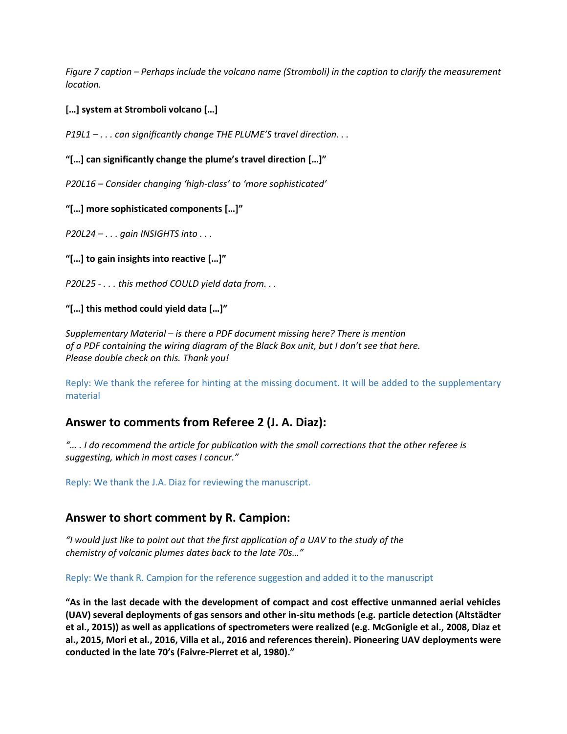*Figure 7 caption – Perhaps include the volcano name (Stromboli) in the caption to clarify the measurement location.*

**[…] system at Stromboli volcano […]**

*P19L1 – . . . can significantly change THE PLUME'S travel direction. . .*

**"[…] can significantly change the plume's travel direction […]"**

*P20L16 – Consider changing 'high-class' to 'more sophisticated'*

**"[…] more sophisticated components […]"**

*P20L24 – . . . gain INSIGHTS into . . .*

**"[…] to gain insights into reactive […]"**

*P20L25 - . . . this method COULD yield data from. . .*

**"[…] this method could yield data […]"**

*Supplementary Material – is there a PDF document missing here? There is mention of a PDF containing the wiring diagram of the Black Box unit, but I don't see that here. Please double check on this. Thank you!*

Reply: We thank the referee for hinting at the missing document. It will be added to the supplementary material

## Answer to comments from Referee 2 (J. A. Diaz):

*"… . I do recommend the article for publication with the small corrections that the other referee is suggesting, which in most cases I concur."*

Reply: We thank the J.A. Diaz for reviewing the manuscript.

## Answer to short comment by R. Campion:

*"I would just like to point out that the first application of a UAV to the study of the chemistry of volcanic plumes dates back to the late 70s…"*

Reply: We thank R. Campion for the reference suggestion and added it to the manuscript

**"As in the last decade with the development of compact and cost effective unmanned aerial vehicles (UAV) several deployments of gas sensors and other in-situ methods (e.g. particle detection (Altstädter et al., 2015)) as well as applications of spectrometers were realized (e.g. McGonigle et al., 2008, Diaz et al., 2015, Mori et al., 2016, Villa et al., 2016 and references therein). Pioneering UAV deployments were conducted in the late 70's (Faivre-Pierret et al, 1980)."**